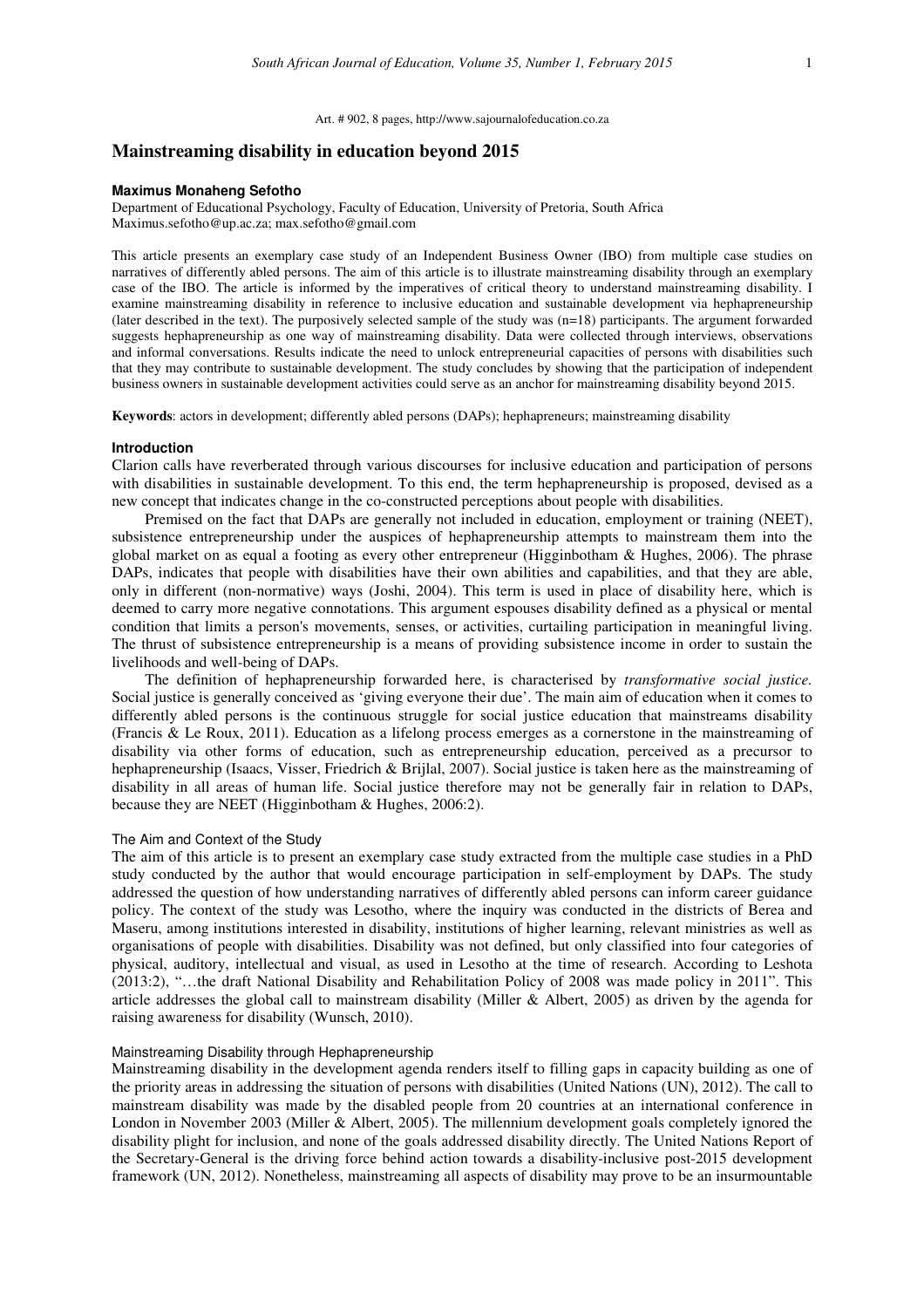Art. # 902, 8 pages, http://www.sajournalofeducation.co.za

# Mainstreaming disability in education beyond 2015

**Maximus Monaheng Sefotho**

Department of Educational Psychology, Faculty of Education, University of Pretoria, South Africa
Maximus.sefotho@up.ac.za; max.sefotho@gmail.com

This article presents an exemplary case study of an Independent Business Owner (IBO) from multiple case studies on narratives of differently abled persons. The aim of this article is to illustrate mainstreaming disability through an exemplary case of the IBO. The article is informed by the imperatives of critical theory to understand mainstreaming disability. I examine mainstreaming disability in reference to inclusive education and sustainable development via hephapreneurship (later described in the text). The purposively selected sample of the study was (n=18) participants. The argument forwarded suggests hephapreneurship as one way of mainstreaming disability. Data were collected through interviews, observations and informal conversations. Results indicate the need to unlock entrepreneurial capacities of persons with disabilities such that they may contribute to sustainable development. The study concludes by showing that the participation of independent business owners in sustainable development activities could serve as an anchor for mainstreaming disability beyond 2015.

**Keywords**: actors in development; differently abled persons (DAPs); hephapreneurs; mainstreaming disability

## Introduction

Clarion calls have reverberated through various discourses for inclusive education and participation of persons with disabilities in sustainable development. To this end, the term hephapreneurship is proposed, devised as a new concept that indicates change in the co-constructed perceptions about people with disabilities.

Premised on the fact that DAPs are generally not included in education, employment or training (NEET), subsistence entrepreneurship under the auspices of hephapreneurship attempts to mainstream them into the global market on as equal a footing as every other entrepreneur (Higginbotham & Hughes, 2006). The phrase DAPs, indicates that people with disabilities have their own abilities and capabilities, and that they are able, only in different (non-normative) ways (Joshi, 2004). This term is used in place of disability here, which is deemed to carry more negative connotations. This argument espouses disability defined as a physical or mental condition that limits a person's movements, senses, or activities, curtailing participation in meaningful living. The thrust of subsistence entrepreneurship is a means of providing subsistence income in order to sustain the livelihoods and well-being of DAPs.

The definition of hephapreneurship forwarded here, is characterised by *transformative social justice*. Social justice is generally conceived as 'giving everyone their due'. The main aim of education when it comes to differently abled persons is the continuous struggle for social justice education that mainstreams disability (Francis & Le Roux, 2011). Education as a lifelong process emerges as a cornerstone in the mainstreaming of disability via other forms of education, such as entrepreneurship education, perceived as a precursor to hephapreneurship (Isaacs, Visser, Friedrich & Brijlal, 2007). Social justice is taken here as the mainstreaming of disability in all areas of human life. Social justice therefore may not be generally fair in relation to DAPs, because they are NEET (Higginbotham & Hughes, 2006:2).

### The Aim and Context of the Study

The aim of this article is to present an exemplary case study extracted from the multiple case studies in a PhD study conducted by the author that would encourage participation in self-employment by DAPs. The study addressed the question of how understanding narratives of differently abled persons can inform career guidance policy. The context of the study was Lesotho, where the inquiry was conducted in the districts of Berea and Maseru, among institutions interested in disability, institutions of higher learning, relevant ministries as well as organisations of people with disabilities. Disability was not defined, but only classified into four categories of physical, auditory, intellectual and visual, as used in Lesotho at the time of research. According to Leshota (2013:2), "…the draft National Disability and Rehabilitation Policy of 2008 was made policy in 2011". This article addresses the global call to mainstream disability (Miller & Albert, 2005) as driven by the agenda for raising awareness for disability (Wunsch, 2010).

### Mainstreaming Disability through Hephapreneurship

Mainstreaming disability in the development agenda renders itself to filling gaps in capacity building as one of the priority areas in addressing the situation of persons with disabilities (United Nations (UN), 2012). The call to mainstream disability was made by the disabled people from 20 countries at an international conference in London in November 2003 (Miller & Albert, 2005). The millennium development goals completely ignored the disability plight for inclusion, and none of the goals addressed disability directly. The United Nations Report of the Secretary-General is the driving force behind action towards a disability-inclusive post-2015 development framework (UN, 2012). Nonetheless, mainstreaming all aspects of disability may prove to be an insurmountable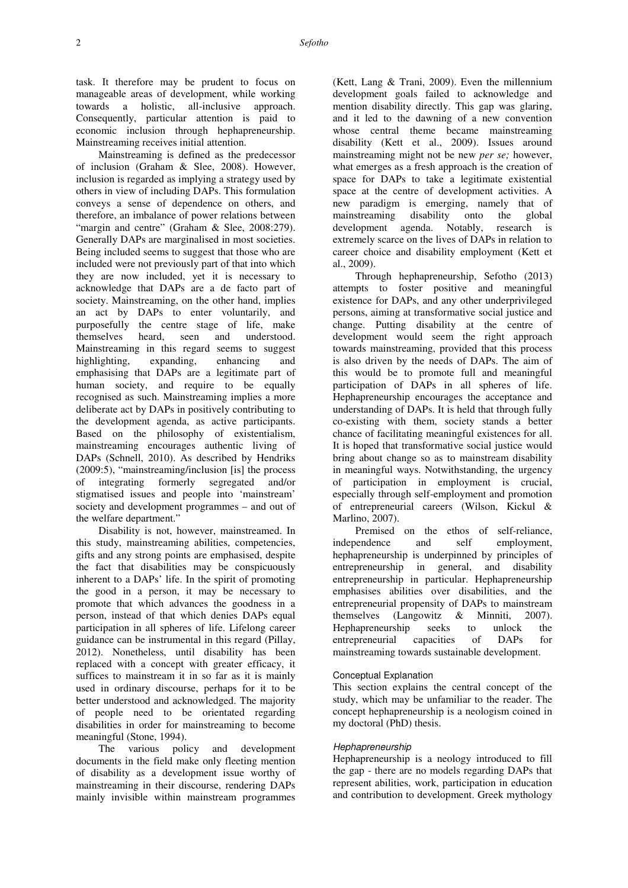task. It therefore may be prudent to focus on manageable areas of development, while working towards a holistic, all-inclusive approach. Consequently, particular attention is paid to economic inclusion through hephapreneurship. Mainstreaming receives initial attention.

Mainstreaming is defined as the predecessor of inclusion (Graham & Slee, 2008). However, inclusion is regarded as implying a strategy used by others in view of including DAPs. This formulation conveys a sense of dependence on others, and therefore, an imbalance of power relations between "margin and centre" (Graham & Slee, 2008:279). Generally DAPs are marginalised in most societies. Being included seems to suggest that those who are included were not previously part of that into which they are now included, yet it is necessary to acknowledge that DAPs are a de facto part of society. Mainstreaming, on the other hand, implies an act by DAPs to enter voluntarily, and purposefully the centre stage of life, make themselves heard, seen and understood. Mainstreaming in this regard seems to suggest highlighting, expanding, enhancing and emphasising that DAPs are a legitimate part of human society, and require to be equally recognised as such. Mainstreaming implies a more deliberate act by DAPs in positively contributing to the development agenda, as active participants. Based on the philosophy of existentialism, mainstreaming encourages authentic living of DAPs (Schnell, 2010). As described by Hendriks (2009:5), "mainstreaming/inclusion [is] the process of integrating formerly segregated and/or stigmatised issues and people into 'mainstream' society and development programmes – and out of the welfare department."

Disability is not, however, mainstreamed. In this study, mainstreaming abilities, competencies, gifts and any strong points are emphasised, despite the fact that disabilities may be conspicuously inherent to a DAPs' life. In the spirit of promoting the good in a person, it may be necessary to promote that which advances the goodness in a person, instead of that which denies DAPs equal participation in all spheres of life. Lifelong career guidance can be instrumental in this regard (Pillay, 2012). Nonetheless, until disability has been replaced with a concept with greater efficacy, it suffices to mainstream it in so far as it is mainly used in ordinary discourse, perhaps for it to be better understood and acknowledged. The majority of people need to be orientated regarding disabilities in order for mainstreaming to become meaningful (Stone, 1994).

The various policy and development documents in the field make only fleeting mention of disability as a development issue worthy of mainstreaming in their discourse, rendering DAPs mainly invisible within mainstream programmes (Kett, Lang & Trani, 2009). Even the millennium development goals failed to acknowledge and mention disability directly. This gap was glaring, and it led to the dawning of a new convention whose central theme became mainstreaming disability (Kett et al., 2009). Issues around mainstreaming might not be new *per se;* however, what emerges as a fresh approach is the creation of space for DAPs to take a legitimate existential space at the centre of development activities. A new paradigm is emerging, namely that of mainstreaming disability onto the global development agenda. Notably, research is extremely scarce on the lives of DAPs in relation to career choice and disability employment (Kett et al., 2009).

Through hephapreneurship, Sefotho (2013) attempts to foster positive and meaningful existence for DAPs, and any other underprivileged persons, aiming at transformative social justice and change. Putting disability at the centre of development would seem the right approach towards mainstreaming, provided that this process is also driven by the needs of DAPs. The aim of this would be to promote full and meaningful participation of DAPs in all spheres of life. Hephapreneurship encourages the acceptance and understanding of DAPs. It is held that through fully co-existing with them, society stands a better chance of facilitating meaningful existences for all. It is hoped that transformative social justice would bring about change so as to mainstream disability in meaningful ways. Notwithstanding, the urgency of participation in employment is crucial, especially through self-employment and promotion of entrepreneurial careers (Wilson, Kickul & Marlino, 2007).

Premised on the ethos of self-reliance, independence and self employment, hephapreneurship is underpinned by principles of entrepreneurship in general, and disability entrepreneurship in particular. Hephapreneurship emphasises abilities over disabilities, and the entrepreneurial propensity of DAPs to mainstream themselves (Langowitz & Minniti, 2007). Hephapreneurship seeks to unlock the entrepreneurial capacities of DAPs for mainstreaming towards sustainable development.

## Conceptual Explanation

This section explains the central concept of the study, which may be unfamiliar to the reader. The concept hephapreneurship is a neologism coined in my doctoral (PhD) thesis.

### *Hephapreneurship*

Hephapreneurship is a neology introduced to fill the gap - there are no models regarding DAPs that represent abilities, work, participation in education and contribution to development. Greek mythology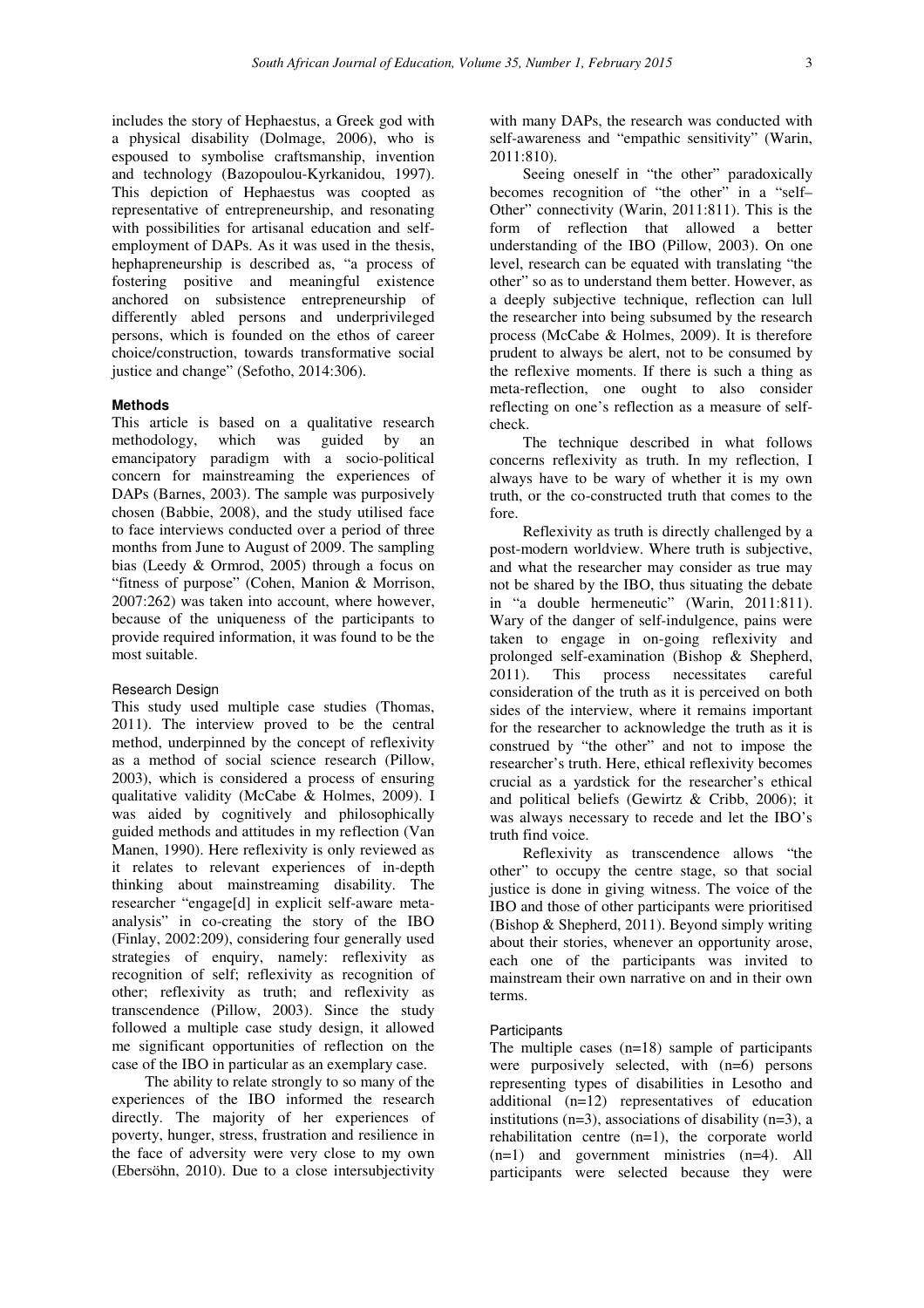includes the story of Hephaestus, a Greek god with a physical disability (Dolmage, 2006), who is espoused to symbolise craftsmanship, invention and technology (Bazopoulou-Kyrkanidou, 1997). This depiction of Hephaestus was coopted as representative of entrepreneurship, and resonating with possibilities for artisanal education and self-employment of DAPs. As it was used in the thesis, hephapreneurship is described as, "a process of fostering positive and meaningful existence anchored on subsistence entrepreneurship of differently abled persons and underprivileged persons, which is founded on the ethos of career choice/construction, towards transformative social justice and change" (Sefotho, 2014:306).

## Methods

This article is based on a qualitative research methodology, which was guided by an emancipatory paradigm with a socio-political concern for mainstreaming the experiences of DAPs (Barnes, 2003). The sample was purposively chosen (Babbie, 2008), and the study utilised face to face interviews conducted over a period of three months from June to August of 2009. The sampling bias (Leedy & Ormrod, 2005) through a focus on "fitness of purpose" (Cohen, Manion & Morrison, 2007:262) was taken into account, where however, because of the uniqueness of the participants to provide required information, it was found to be the most suitable.

### Research Design

This study used multiple case studies (Thomas, 2011). The interview proved to be the central method, underpinned by the concept of reflexivity as a method of social science research (Pillow, 2003), which is considered a process of ensuring qualitative validity (McCabe & Holmes, 2009). I was aided by cognitively and philosophically guided methods and attitudes in my reflection (Van Manen, 1990). Here reflexivity is only reviewed as it relates to relevant experiences of in-depth thinking about mainstreaming disability. The researcher "engage[d] in explicit self-aware meta-analysis" in co-creating the story of the IBO (Finlay, 2002:209), considering four generally used strategies of enquiry, namely: reflexivity as recognition of self; reflexivity as recognition of other; reflexivity as truth; and reflexivity as transcendence (Pillow, 2003). Since the study followed a multiple case study design, it allowed me significant opportunities of reflection on the case of the IBO in particular as an exemplary case.

The ability to relate strongly to so many of the experiences of the IBO informed the research directly. The majority of her experiences of poverty, hunger, stress, frustration and resilience in the face of adversity were very close to my own (Ebersöhn, 2010). Due to a close intersubjectivity with many DAPs, the research was conducted with self-awareness and "empathic sensitivity" (Warin, 2011:810).

Seeing oneself in "the other" paradoxically becomes recognition of "the other" in a "self–Other" connectivity (Warin, 2011:811). This is the form of reflection that allowed a better understanding of the IBO (Pillow, 2003). On one level, research can be equated with translating "the other" so as to understand them better. However, as a deeply subjective technique, reflection can lull the researcher into being subsumed by the research process (McCabe & Holmes, 2009). It is therefore prudent to always be alert, not to be consumed by the reflexive moments. If there is such a thing as meta-reflection, one ought to also consider reflecting on one's reflection as a measure of self-check.

The technique described in what follows concerns reflexivity as truth. In my reflection, I always have to be wary of whether it is my own truth, or the co-constructed truth that comes to the fore.

Reflexivity as truth is directly challenged by a post-modern worldview. Where truth is subjective, and what the researcher may consider as true may not be shared by the IBO, thus situating the debate in "a double hermeneutic" (Warin, 2011:811). Wary of the danger of self-indulgence, pains were taken to engage in on-going reflexivity and prolonged self-examination (Bishop & Shepherd, 2011). This process necessitates careful consideration of the truth as it is perceived on both sides of the interview, where it remains important for the researcher to acknowledge the truth as it is construed by "the other" and not to impose the researcher's truth. Here, ethical reflexivity becomes crucial as a yardstick for the researcher's ethical and political beliefs (Gewirtz & Cribb, 2006); it was always necessary to recede and let the IBO's truth find voice.

Reflexivity as transcendence allows "the other" to occupy the centre stage, so that social justice is done in giving witness. The voice of the IBO and those of other participants were prioritised (Bishop & Shepherd, 2011). Beyond simply writing about their stories, whenever an opportunity arose, each one of the participants was invited to mainstream their own narrative on and in their own terms.

### Participants

The multiple cases (n=18) sample of participants were purposively selected, with (n=6) persons representing types of disabilities in Lesotho and additional (n=12) representatives of education institutions (n=3), associations of disability (n=3), a rehabilitation centre (n=1), the corporate world (n=1) and government ministries (n=4). All participants were selected because they were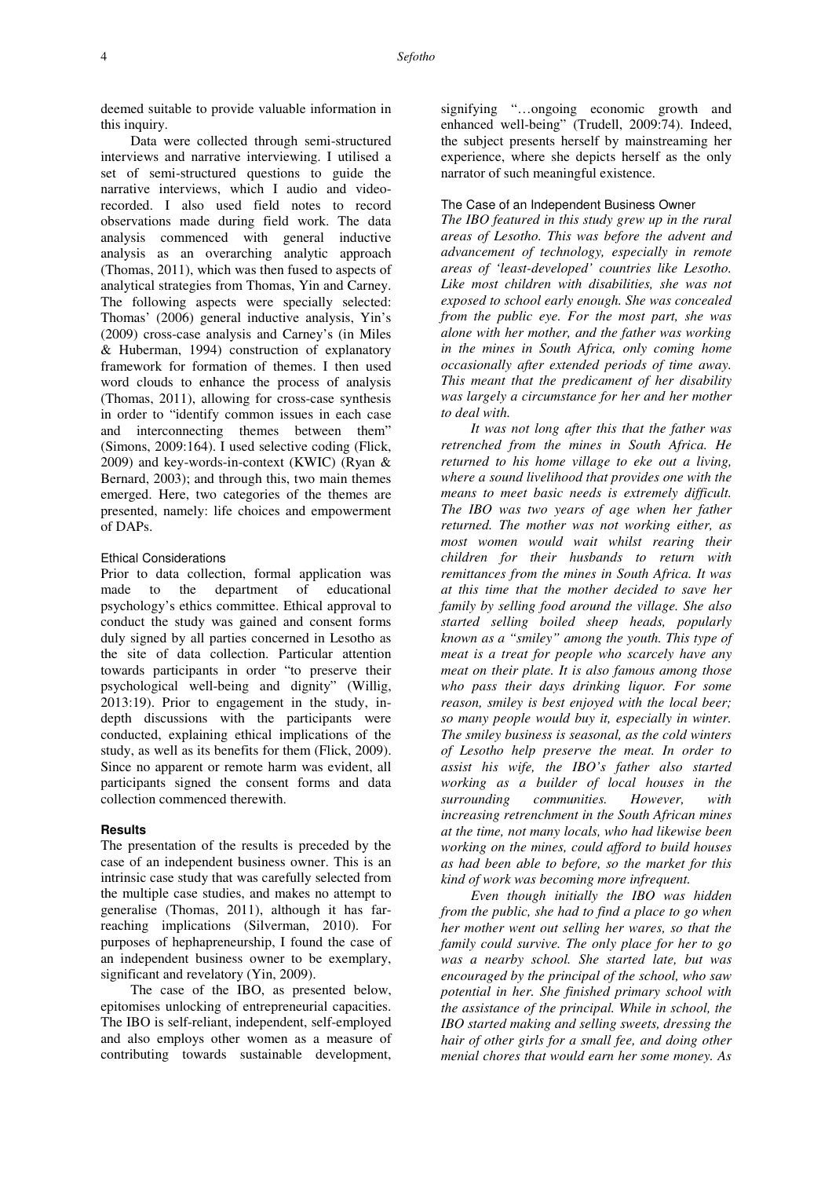deemed suitable to provide valuable information in this inquiry.

Data were collected through semi-structured interviews and narrative interviewing. I utilised a set of semi-structured questions to guide the narrative interviews, which I audio and video-recorded. I also used field notes to record observations made during field work. The data analysis commenced with general inductive analysis as an overarching analytic approach (Thomas, 2011), which was then fused to aspects of analytical strategies from Thomas, Yin and Carney. The following aspects were specially selected: Thomas' (2006) general inductive analysis, Yin's (2009) cross-case analysis and Carney's (in Miles & Huberman, 1994) construction of explanatory framework for formation of themes. I then used word clouds to enhance the process of analysis (Thomas, 2011), allowing for cross-case synthesis in order to "identify common issues in each case and interconnecting themes between them" (Simons, 2009:164). I used selective coding (Flick, 2009) and key-words-in-context (KWIC) (Ryan & Bernard, 2003); and through this, two main themes emerged. Here, two categories of the themes are presented, namely: life choices and empowerment of DAPs.

### Ethical Considerations

Prior to data collection, formal application was made to the department of educational psychology's ethics committee. Ethical approval to conduct the study was gained and consent forms duly signed by all parties concerned in Lesotho as the site of data collection. Particular attention towards participants in order "to preserve their psychological well-being and dignity" (Willig, 2013:19). Prior to engagement in the study, in-depth discussions with the participants were conducted, explaining ethical implications of the study, as well as its benefits for them (Flick, 2009). Since no apparent or remote harm was evident, all participants signed the consent forms and data collection commenced therewith.

## Results

The presentation of the results is preceded by the case of an independent business owner. This is an intrinsic case study that was carefully selected from the multiple case studies, and makes no attempt to generalise (Thomas, 2011), although it has far-reaching implications (Silverman, 2010). For purposes of hephapreneurship, I found the case of an independent business owner to be exemplary, significant and revelatory (Yin, 2009).

The case of the IBO, as presented below, epitomises unlocking of entrepreneurial capacities. The IBO is self-reliant, independent, self-employed and also employs other women as a measure of contributing towards sustainable development, signifying "…ongoing economic growth and enhanced well-being" (Trudell, 2009:74). Indeed, the subject presents herself by mainstreaming her experience, where she depicts herself as the only narrator of such meaningful existence.

### The Case of an Independent Business Owner

*The IBO featured in this study grew up in the rural areas of Lesotho. This was before the advent and advancement of technology, especially in remote areas of 'least-developed' countries like Lesotho. Like most children with disabilities, she was not exposed to school early enough. She was concealed from the public eye. For the most part, she was alone with her mother, and the father was working in the mines in South Africa, only coming home occasionally after extended periods of time away. This meant that the predicament of her disability was largely a circumstance for her and her mother to deal with.*

*It was not long after this that the father was retrenched from the mines in South Africa. He returned to his home village to eke out a living, where a sound livelihood that provides one with the means to meet basic needs is extremely difficult. The IBO was two years of age when her father returned. The mother was not working either, as most women would wait whilst rearing their children for their husbands to return with remittances from the mines in South Africa. It was at this time that the mother decided to save her family by selling food around the village. She also started selling boiled sheep heads, popularly known as a "smiley" among the youth. This type of meat is a treat for people who scarcely have any meat on their plate. It is also famous among those who pass their days drinking liquor. For some reason, smiley is best enjoyed with the local beer; so many people would buy it, especially in winter. The smiley business is seasonal, as the cold winters of Lesotho help preserve the meat. In order to assist his wife, the IBO's father also started working as a builder of local houses in the surrounding communities. However, with increasing retrenchment in the South African mines at the time, not many locals, who had likewise been working on the mines, could afford to build houses as had been able to before, so the market for this kind of work was becoming more infrequent.*

*Even though initially the IBO was hidden from the public, she had to find a place to go when her mother went out selling her wares, so that the family could survive. The only place for her to go was a nearby school. She started late, but was encouraged by the principal of the school, who saw potential in her. She finished primary school with the assistance of the principal. While in school, the IBO started making and selling sweets, dressing the hair of other girls for a small fee, and doing other menial chores that would earn her some money. As*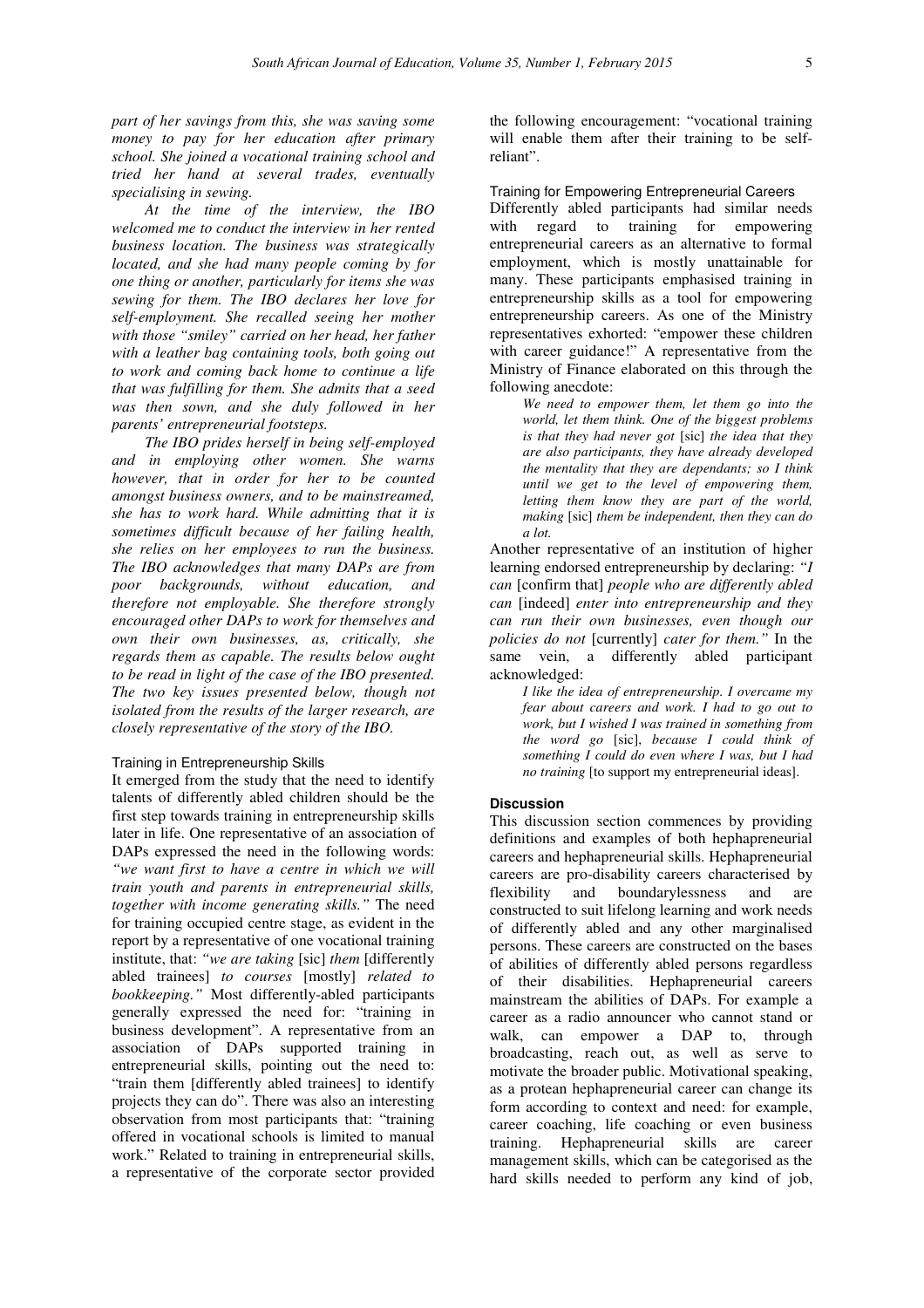*part of her savings from this, she was saving some money to pay for her education after primary school. She joined a vocational training school and tried her hand at several trades, eventually specialising in sewing.*

*At the time of the interview, the IBO welcomed me to conduct the interview in her rented business location. The business was strategically located, and she had many people coming by for one thing or another, particularly for items she was sewing for them. The IBO declares her love for self-employment. She recalled seeing her mother with those "smiley" carried on her head, her father with a leather bag containing tools, both going out to work and coming back home to continue a life that was fulfilling for them. She admits that a seed was then sown, and she duly followed in her parents' entrepreneurial footsteps.*

*The IBO prides herself in being self-employed and in employing other women. She warns however, that in order for her to be counted amongst business owners, and to be mainstreamed, she has to work hard. While admitting that it is sometimes difficult because of her failing health, she relies on her employees to run the business. The IBO acknowledges that many DAPs are from poor backgrounds, without education, and therefore not employable. She therefore strongly encouraged other DAPs to work for themselves and own their own businesses, as, critically, she regards them as capable. The results below ought to be read in light of the case of the IBO presented. The two key issues presented below, though not isolated from the results of the larger research, are closely representative of the story of the IBO.*

### Training in Entrepreneurship Skills

It emerged from the study that the need to identify talents of differently abled children should be the first step towards training in entrepreneurship skills later in life. One representative of an association of DAPs expressed the need in the following words: *"we want first to have a centre in which we will train youth and parents in entrepreneurial skills, together with income generating skills."* The need for training occupied centre stage, as evident in the report by a representative of one vocational training institute, that: *"we are taking* [sic] *them* [differently abled trainees] *to courses* [mostly] *related to bookkeeping."* Most differently-abled participants generally expressed the need for: "training in business development". A representative from an association of DAPs supported training in entrepreneurial skills, pointing out the need to: "train them [differently abled trainees] to identify projects they can do". There was also an interesting observation from most participants that: "training offered in vocational schools is limited to manual work." Related to training in entrepreneurial skills, a representative of the corporate sector provided the following encouragement: "vocational training will enable them after their training to be self-reliant".

### Training for Empowering Entrepreneurial Careers

Differently abled participants had similar needs with regard to training for empowering entrepreneurial careers as an alternative to formal employment, which is mostly unattainable for many. These participants emphasised training in entrepreneurship skills as a tool for empowering entrepreneurship careers. As one of the Ministry representatives exhorted: "empower these children with career guidance!" A representative from the Ministry of Finance elaborated on this through the following anecdote:

> *We need to empower them, let them go into the world, let them think. One of the biggest problems is that they had never got* [sic] *the idea that they are also participants, they have already developed the mentality that they are dependants; so I think until we get to the level of empowering them, letting them know they are part of the world, making* [sic] *them be independent, then they can do a lot.*

Another representative of an institution of higher learning endorsed entrepreneurship by declaring: *"I can* [confirm that] *people who are differently abled can* [indeed] *enter into entrepreneurship and they can run their own businesses, even though our policies do not* [currently] *cater for them."* In the same vein, a differently abled participant acknowledged:

> *I like the idea of entrepreneurship. I overcame my fear about careers and work. I had to go out to work, but I wished I was trained in something from the word go* [sic], *because I could think of something I could do even where I was, but I had no training* [to support my entrepreneurial ideas].

## Discussion

This discussion section commences by providing definitions and examples of both hephapreneurial careers and hephapreneurial skills. Hephapreneurial careers are pro-disability careers characterised by flexibility and boundarylessness and are constructed to suit lifelong learning and work needs of differently abled and any other marginalised persons. These careers are constructed on the bases of abilities of differently abled persons regardless of their disabilities. Hephapreneurial careers mainstream the abilities of DAPs. For example a career as a radio announcer who cannot stand or walk, can empower a DAP to, through broadcasting, reach out, as well as serve to motivate the broader public. Motivational speaking, as a protean hephapreneurial career can change its form according to context and need: for example, career coaching, life coaching or even business training. Hephapreneurial skills are career management skills, which can be categorised as the hard skills needed to perform any kind of job,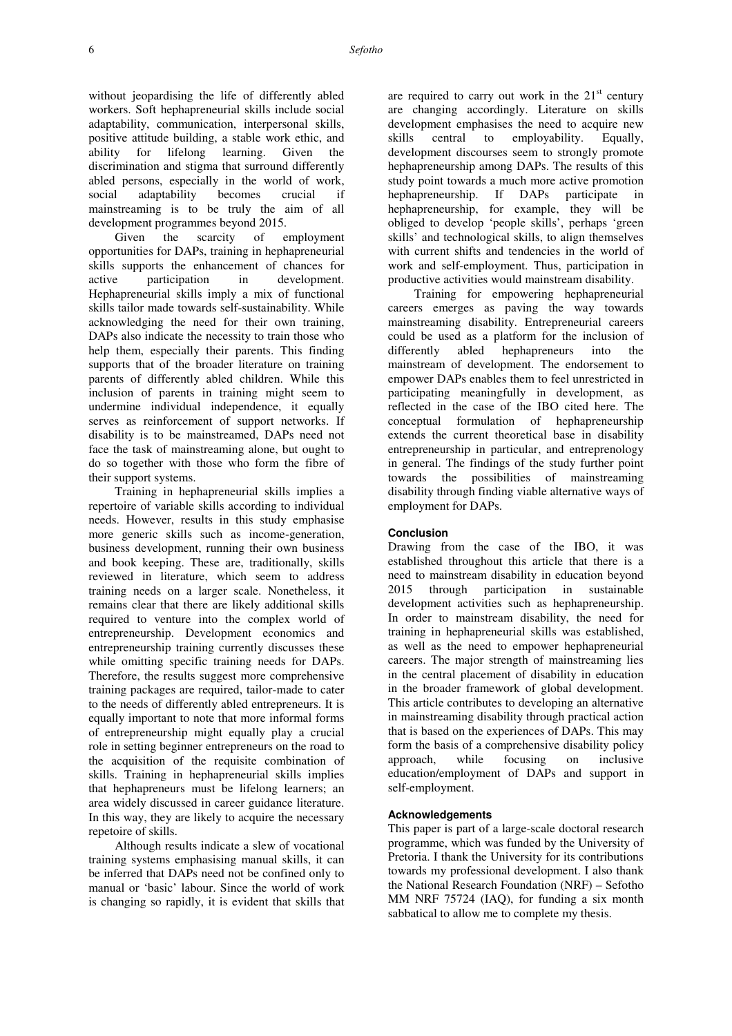without jeopardising the life of differently abled workers. Soft hephapreneurial skills include social adaptability, communication, interpersonal skills, positive attitude building, a stable work ethic, and ability for lifelong learning. Given the discrimination and stigma that surround differently abled persons, especially in the world of work, social adaptability becomes crucial if mainstreaming is to be truly the aim of all development programmes beyond 2015.

Given the scarcity of employment opportunities for DAPs, training in hephapreneurial skills supports the enhancement of chances for active participation in development. Hephapreneurial skills imply a mix of functional skills tailor made towards self-sustainability. While acknowledging the need for their own training, DAPs also indicate the necessity to train those who help them, especially their parents. This finding supports that of the broader literature on training parents of differently abled children. While this inclusion of parents in training might seem to undermine individual independence, it equally serves as reinforcement of support networks. If disability is to be mainstreamed, DAPs need not face the task of mainstreaming alone, but ought to do so together with those who form the fibre of their support systems.

Training in hephapreneurial skills implies a repertoire of variable skills according to individual needs. However, results in this study emphasise more generic skills such as income-generation, business development, running their own business and book keeping. These are, traditionally, skills reviewed in literature, which seem to address training needs on a larger scale. Nonetheless, it remains clear that there are likely additional skills required to venture into the complex world of entrepreneurship. Development economics and entrepreneurship training currently discusses these while omitting specific training needs for DAPs. Therefore, the results suggest more comprehensive training packages are required, tailor-made to cater to the needs of differently abled entrepreneurs. It is equally important to note that more informal forms of entrepreneurship might equally play a crucial role in setting beginner entrepreneurs on the road to the acquisition of the requisite combination of skills. Training in hephapreneurial skills implies that hephapreneurs must be lifelong learners; an area widely discussed in career guidance literature. In this way, they are likely to acquire the necessary repetoire of skills.

Although results indicate a slew of vocational training systems emphasising manual skills, it can be inferred that DAPs need not be confined only to manual or 'basic' labour. Since the world of work is changing so rapidly, it is evident that skills that are required to carry out work in the $21^{st}$ century are changing accordingly. Literature on skills development emphasises the need to acquire new skills central to employability. Equally, development discourses seem to strongly promote hephapreneurship among DAPs. The results of this study point towards a much more active promotion hephapreneurship. If DAPs participate in hephapreneurship, for example, they will be obliged to develop 'people skills', perhaps 'green skills' and technological skills, to align themselves with current shifts and tendencies in the world of work and self-employment. Thus, participation in productive activities would mainstream disability.

Training for empowering hephapreneurial careers emerges as paving the way towards mainstreaming disability. Entrepreneurial careers could be used as a platform for the inclusion of differently abled hephapreneurs into the mainstream of development. The endorsement to empower DAPs enables them to feel unrestricted in participating meaningfully in development, as reflected in the case of the IBO cited here. The conceptual formulation of hephapreneurship extends the current theoretical base in disability entrepreneurship in particular, and entreprenology in general. The findings of the study further point towards the possibilities of mainstreaming disability through finding viable alternative ways of employment for DAPs.

#### Conclusion

Drawing from the case of the IBO, it was established throughout this article that there is a need to mainstream disability in education beyond 2015 through participation in sustainable development activities such as hephapreneurship. In order to mainstream disability, the need for training in hephapreneurial skills was established, as well as the need to empower hephapreneurial careers. The major strength of mainstreaming lies in the central placement of disability in education in the broader framework of global development. This article contributes to developing an alternative in mainstreaming disability through practical action that is based on the experiences of DAPs. This may form the basis of a comprehensive disability policy approach, while focusing on inclusive education/employment of DAPs and support in self-employment.

#### Acknowledgements

This paper is part of a large-scale doctoral research programme, which was funded by the University of Pretoria. I thank the University for its contributions towards my professional development. I also thank the National Research Foundation (NRF) – Sefotho MM NRF 75724 (IAQ), for funding a six month sabbatical to allow me to complete my thesis.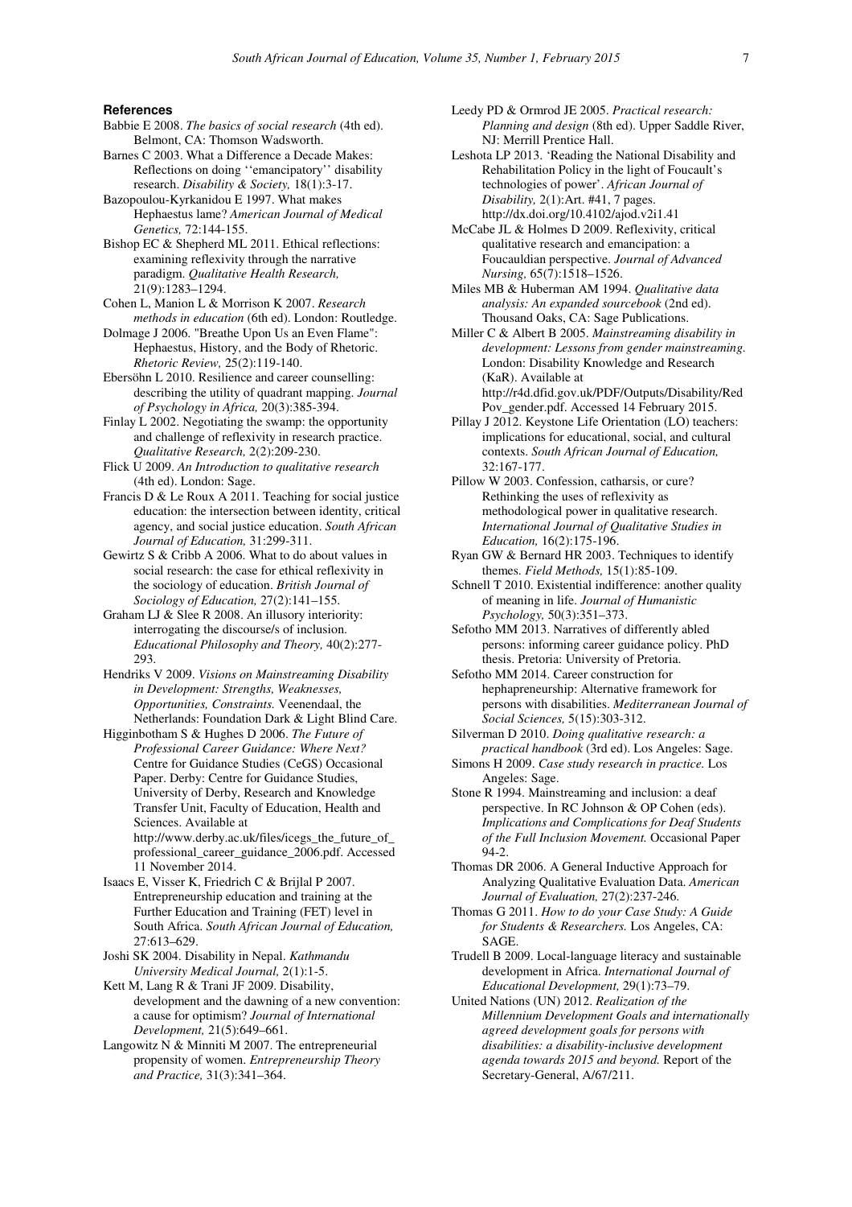## References

Babbie E 2008. *The basics of social research* (4th ed). Belmont, CA: Thomson Wadsworth.

Barnes C 2003. What a Difference a Decade Makes: Reflections on doing ''emancipatory'' disability research. *Disability & Society,* 18(1):3-17.

Bazopoulou-Kyrkanidou E 1997. What makes Hephaestus lame? *American Journal of Medical Genetics,* 72:144-155.

Bishop EC & Shepherd ML 2011. Ethical reflections: examining reflexivity through the narrative paradigm. *Qualitative Health Research,* 21(9):1283–1294.

Cohen L, Manion L & Morrison K 2007. *Research methods in education* (6th ed). London: Routledge.

Dolmage J 2006. "Breathe Upon Us an Even Flame": Hephaestus, History, and the Body of Rhetoric. *Rhetoric Review,* 25(2):119-140.

Ebersöhn L 2010. Resilience and career counselling: describing the utility of quadrant mapping. *Journal of Psychology in Africa,* 20(3):385-394.

Finlay L 2002. Negotiating the swamp: the opportunity and challenge of reflexivity in research practice. *Qualitative Research,* 2(2):209-230.

Flick U 2009. *An Introduction to qualitative research* (4th ed). London: Sage.

Francis D & Le Roux A 2011. Teaching for social justice education: the intersection between identity, critical agency, and social justice education. *South African Journal of Education,* 31:299-311.

Gewirtz S & Cribb A 2006. What to do about values in social research: the case for ethical reflexivity in the sociology of education. *British Journal of Sociology of Education,* 27(2):141–155.

Graham LJ & Slee R 2008. An illusory interiority: interrogating the discourse/s of inclusion. *Educational Philosophy and Theory,* 40(2):277-293.

Hendriks V 2009. *Visions on Mainstreaming Disability in Development: Strengths, Weaknesses, Opportunities, Constraints.* Veenendaal, the Netherlands: Foundation Dark & Light Blind Care.

Higginbotham S & Hughes D 2006. *The Future of Professional Career Guidance: Where Next?* Centre for Guidance Studies (CeGS) Occasional Paper. Derby: Centre for Guidance Studies, University of Derby, Research and Knowledge Transfer Unit, Faculty of Education, Health and Sciences. Available at http://www.derby.ac.uk/files/icegs_the_future_of_professional_career_guidance_2006.pdf. Accessed 11 November 2014.

Isaacs E, Visser K, Friedrich C & Brijlal P 2007. Entrepreneurship education and training at the Further Education and Training (FET) level in South Africa. *South African Journal of Education,* 27:613–629.

Joshi SK 2004. Disability in Nepal. *Kathmandu University Medical Journal,* 2(1):1-5.

Kett M, Lang R & Trani JF 2009. Disability, development and the dawning of a new convention: a cause for optimism? *Journal of International Development,* 21(5):649–661.

Langowitz N & Minniti M 2007. The entrepreneurial propensity of women. *Entrepreneurship Theory and Practice,* 31(3):341–364.

Leedy PD & Ormrod JE 2005. *Practical research: Planning and design* (8th ed). Upper Saddle River, NJ: Merrill Prentice Hall.

Leshota LP 2013. 'Reading the National Disability and Rehabilitation Policy in the light of Foucault's technologies of power'. *African Journal of Disability,* 2(1):Art. #41, 7 pages. http://dx.doi.org/10.4102/ajod.v2i1.41

McCabe JL & Holmes D 2009. Reflexivity, critical qualitative research and emancipation: a Foucauldian perspective. *Journal of Advanced Nursing,* 65(7):1518–1526.

Miles MB & Huberman AM 1994. *Qualitative data analysis: An expanded sourcebook* (2nd ed). Thousand Oaks, CA: Sage Publications.

Miller C & Albert B 2005. *Mainstreaming disability in development: Lessons from gender mainstreaming.* London: Disability Knowledge and Research (KaR). Available at http://r4d.dfid.gov.uk/PDF/Outputs/Disability/RedPov_gender.pdf. Accessed 14 February 2015.

Pillay J 2012. Keystone Life Orientation (LO) teachers: implications for educational, social, and cultural contexts. *South African Journal of Education,* 32:167-177.

Pillow W 2003. Confession, catharsis, or cure? Rethinking the uses of reflexivity as methodological power in qualitative research. *International Journal of Qualitative Studies in Education,* 16(2):175-196.

Ryan GW & Bernard HR 2003. Techniques to identify themes. *Field Methods,* 15(1):85-109.

Schnell T 2010. Existential indifference: another quality of meaning in life. *Journal of Humanistic Psychology,* 50(3):351–373.

Sefotho MM 2013. Narratives of differently abled persons: informing career guidance policy. PhD thesis. Pretoria: University of Pretoria.

Sefotho MM 2014. Career construction for hephapreneurship: Alternative framework for persons with disabilities. *Mediterranean Journal of Social Sciences,* 5(15):303-312.

Silverman D 2010. *Doing qualitative research: a practical handbook* (3rd ed). Los Angeles: Sage.

Simons H 2009. *Case study research in practice.* Los Angeles: Sage.

Stone R 1994. Mainstreaming and inclusion: a deaf perspective. In RC Johnson & OP Cohen (eds). *Implications and Complications for Deaf Students of the Full Inclusion Movement.* Occasional Paper 94-2.

Thomas DR 2006. A General Inductive Approach for Analyzing Qualitative Evaluation Data. *American Journal of Evaluation,* 27(2):237-246.

Thomas G 2011. *How to do your Case Study: A Guide for Students & Researchers.* Los Angeles, CA: SAGE.

Trudell B 2009. Local-language literacy and sustainable development in Africa. *International Journal of Educational Development,* 29(1):73–79.

United Nations (UN) 2012. *Realization of the Millennium Development Goals and internationally agreed development goals for persons with disabilities: a disability-inclusive development agenda towards 2015 and beyond.* Report of the Secretary-General, A/67/211.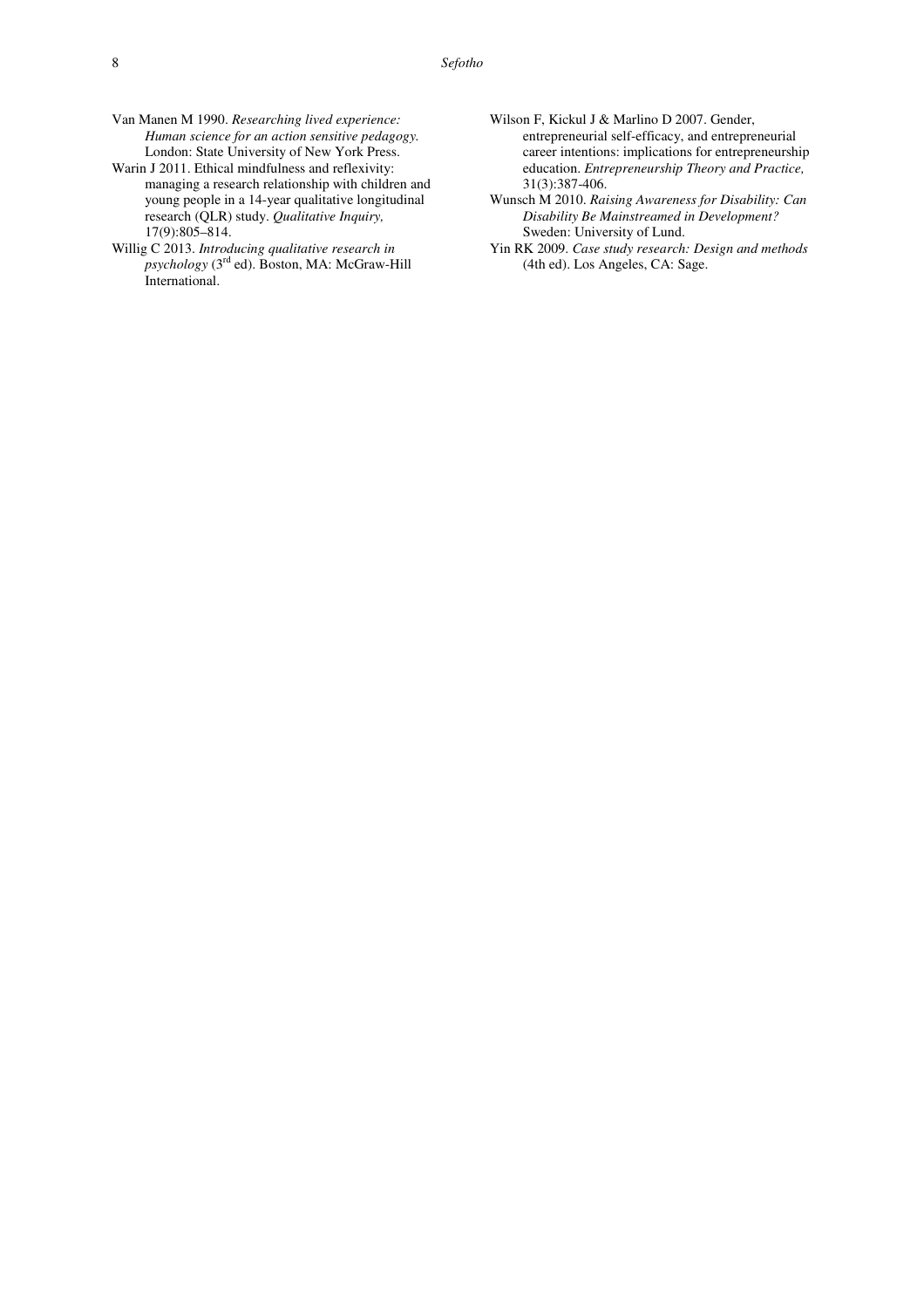Van Manen M 1990. *Researching lived experience: Human science for an action sensitive pedagogy.* London: State University of New York Press.

Warin J 2011. Ethical mindfulness and reflexivity: managing a research relationship with children and young people in a 14-year qualitative longitudinal research (QLR) study. *Qualitative Inquiry,* 17(9):805–814.

Willig C 2013. *Introducing qualitative research in psychology* (3rd ed). Boston, MA: McGraw-Hill International.

Wilson F, Kickul J & Marlino D 2007. Gender, entrepreneurial self-efficacy, and entrepreneurial career intentions: implications for entrepreneurship education. *Entrepreneurship Theory and Practice,* 31(3):387-406.

Wunsch M 2010. *Raising Awareness for Disability: Can Disability Be Mainstreamed in Development?* Sweden: University of Lund.

Yin RK 2009. *Case study research: Design and methods* (4th ed). Los Angeles, CA: Sage.